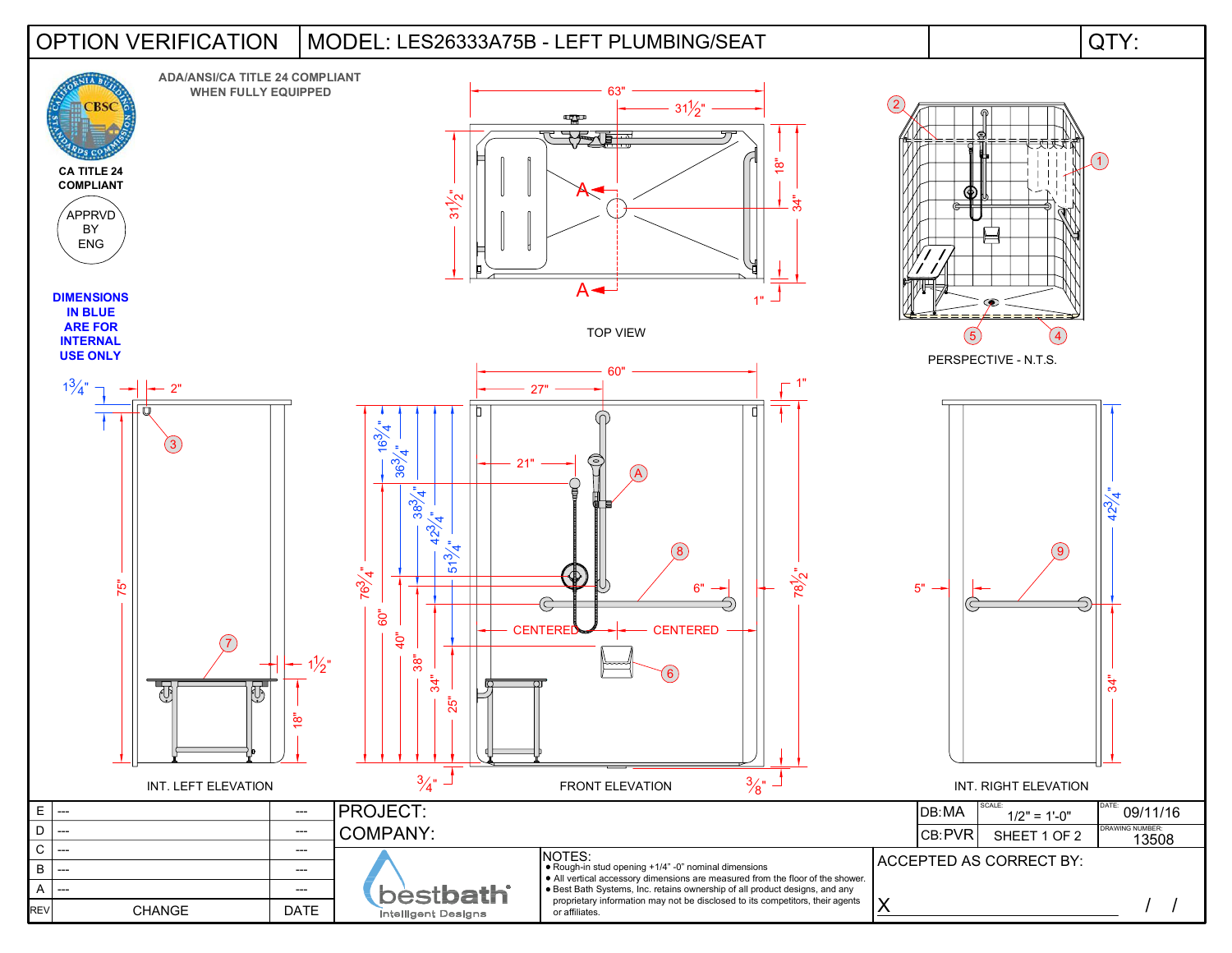# OPTION VERIFICATION | MODEL: LES26333A75B - LEFT PLUMBING/SEAT

QTY:

ADA/ANSI/CA TITLE 24 COMPLIANT WHEN FULLY EQUIPPED

CA TITLE 24 COMPLIANT

APPRVD BY ENG

**DIMENSIONS IN BLUE ARE FOR INTERNAL USE ONLY**

TOP VIEW

PERSPECTIVE - N.T.S.

INT. LEFT ELEVATION

FRONT ELEVATION

INT. RIGHT ELEVATION

| REV | CHANGE | DATE |
|---|---|---|
| E | --- | --- |
| D | --- | --- |
| C | --- | --- |
| B | --- | --- |
| A | --- | --- |

PROJECT:

COMPANY:

bestbath Intelligent Designs

NOTES:
- Rough-in stud opening +1/4" -0" nominal dimensions
- All vertical accessory dimensions are measured from the floor of the shower.
- Best Bath Systems, Inc. retains ownership of all product designs, and any proprietary information may not be disclosed to its competitors, their agents or affiliates.

| DB:MA | SCALE: 1/2" = 1'-0" | DATE: 09/11/16 |
|---|---|---|
| CB:PVR | SHEET 1 OF 2 | DRAWING NUMBER: 13508 |

ACCEPTED AS CORRECT BY:

X ______________________ / /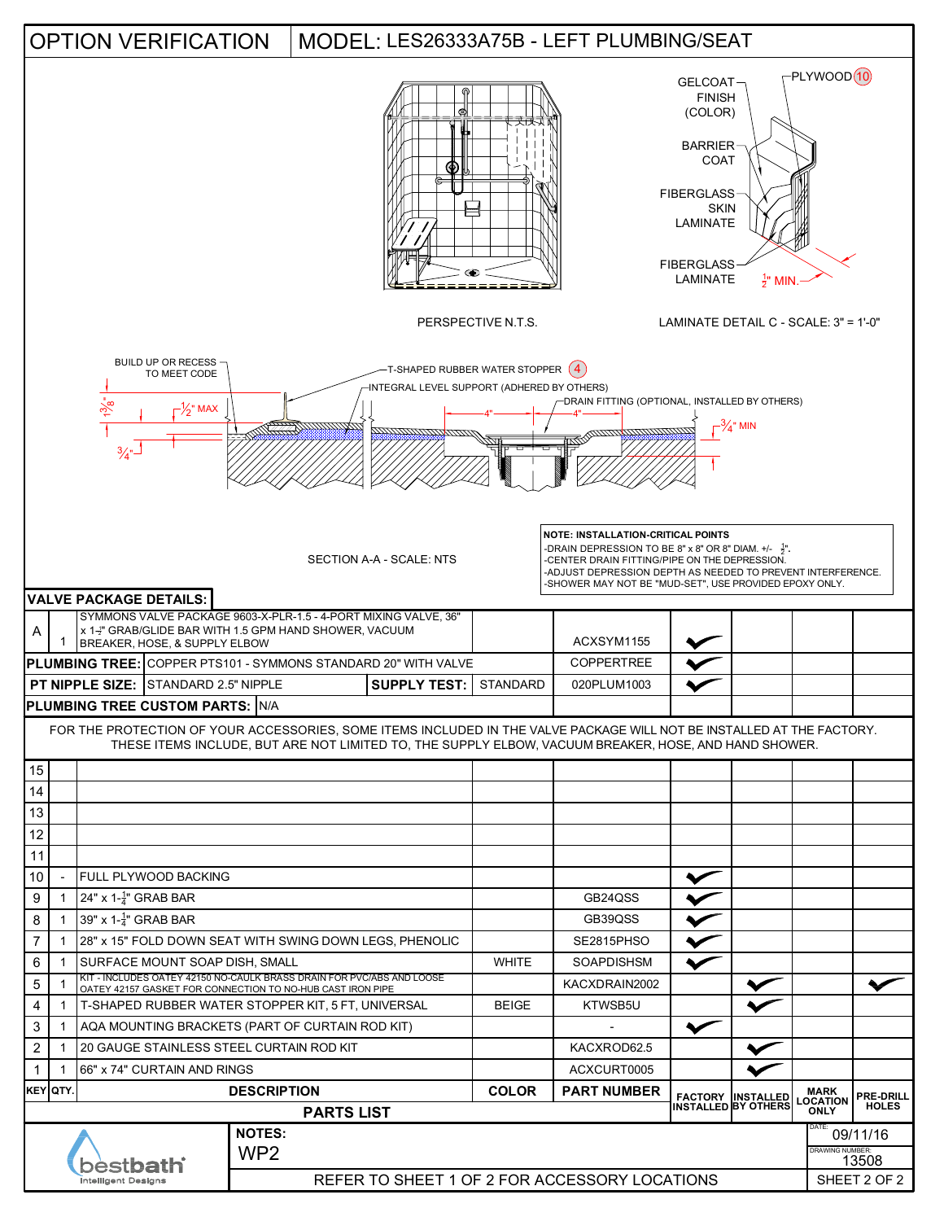# OPTION VERIFICATION

## MODEL: LES26333A75B - LEFT PLUMBING/SEAT

GELCOAT FINISH (COLOR)
BARRIER COAT
FIBERGLASS SKIN LAMINATE
FIBERGLASS LAMINATE
PLYWOOD (10)
½" MIN.

PERSPECTIVE N.T.S.

LAMINATE DETAIL C - SCALE: 3" = 1'-0"

BUILD UP OR RECESS TO MEET CODE
1⅜"
½" MAX
¾"
T-SHAPED RUBBER WATER STOPPER (4)
INTEGRAL LEVEL SUPPORT (ADHERED BY OTHERS)
DRAIN FITTING (OPTIONAL, INSTALLED BY OTHERS)
4"
4"
¾" MIN

SECTION A-A - SCALE: NTS

**NOTE: INSTALLATION-CRITICAL POINTS**
- -DRAIN DEPRESSION TO BE 8" x 8" OR 8" DIAM. +/- ½".
- -CENTER DRAIN FITTING/PIPE ON THE DEPRESSION.
- -ADJUST DEPRESSION DEPTH AS NEEDED TO PREVENT INTERFERENCE.
- -SHOWER MAY NOT BE "MUD-SET", USE PROVIDED EPOXY ONLY.

**VALVE PACKAGE DETAILS:**

| | | | | | | | | |
|---|---|---|---|---|---|---|---|---|
| A | 1 | SYMMONS VALVE PACKAGE 9603-X-PLR-1.5 - 4-PORT MIXING VALVE, 36" x 1-½" GRAB/GLIDE BAR WITH 1.5 GPM HAND SHOWER, VACUUM BREAKER, HOSE, & SUPPLY ELBOW | | ACXSYM1155 | ✓ | | | |
| **PLUMBING TREE:** | | COPPER PTS101 - SYMMONS STANDARD 20" WITH VALVE | | COPPERTREE | ✓ | | | |
| **PT NIPPLE SIZE:** | | STANDARD 2.5" NIPPLE **SUPPLY TEST:** | STANDARD | 020PLUM1003 | ✓ | | | |
| **PLUMBING TREE CUSTOM PARTS:** | | N/A | | | | | | |

FOR THE PROTECTION OF YOUR ACCESSORIES, SOME ITEMS INCLUDED IN THE VALVE PACKAGE WILL NOT BE INSTALLED AT THE FACTORY. THESE ITEMS INCLUDE, BUT ARE NOT LIMITED TO, THE SUPPLY ELBOW, VACUUM BREAKER, HOSE, AND HAND SHOWER.

| KEY | QTY. | DESCRIPTION | COLOR | PART NUMBER | FACTORY INSTALLED | INSTALLED BY OTHERS | MARK LOCATION ONLY | PRE-DRILL HOLES |
|---|---|---|---|---|---|---|---|---|
| 15 | | | | | | | | |
| 14 | | | | | | | | |
| 13 | | | | | | | | |
| 12 | | | | | | | | |
| 11 | | | | | | | | |
| 10 | - | FULL PLYWOOD BACKING | | | ✓ | | | |
| 9 | 1 | 24" x 1-¼" GRAB BAR | | GB24QSS | ✓ | | | |
| 8 | 1 | 39" x 1-¼" GRAB BAR | | GB39QSS | ✓ | | | |
| 7 | 1 | 28" x 15" FOLD DOWN SEAT WITH SWING DOWN LEGS, PHENOLIC | | SE2815PHSO | ✓ | | | |
| 6 | 1 | SURFACE MOUNT SOAP DISH, SMALL | WHITE | SOAPDISHSM | ✓ | | | |
| 5 | 1 | KIT - INCLUDES OATEY 42150 NO-CAULK BRASS DRAIN FOR PVC/ABS AND LOOSE OATEY 42157 GASKET FOR CONNECTION TO NO-HUB CAST IRON PIPE | | KACXDRAIN2002 | | ✓ | | ✓ |
| 4 | 1 | T-SHAPED RUBBER WATER STOPPER KIT, 5 FT, UNIVERSAL | BEIGE | KTWSB5U | | ✓ | | |
| 3 | 1 | AQA MOUNTING BRACKETS (PART OF CURTAIN ROD KIT) | | - | ✓ | | | |
| 2 | 1 | 20 GAUGE STAINLESS STEEL CURTAIN ROD KIT | | KACXROD62.5 | | ✓ | | |
| 1 | 1 | 66" x 74" CURTAIN AND RINGS | | ACXCURT0005 | | ✓ | | |

**PARTS LIST**

bestbath® Intelligent Designs

**NOTES:**
WP2

REFER TO SHEET 1 OF 2 FOR ACCESSORY LOCATIONS

DATE: 09/11/16
DRAWING NUMBER: 13508